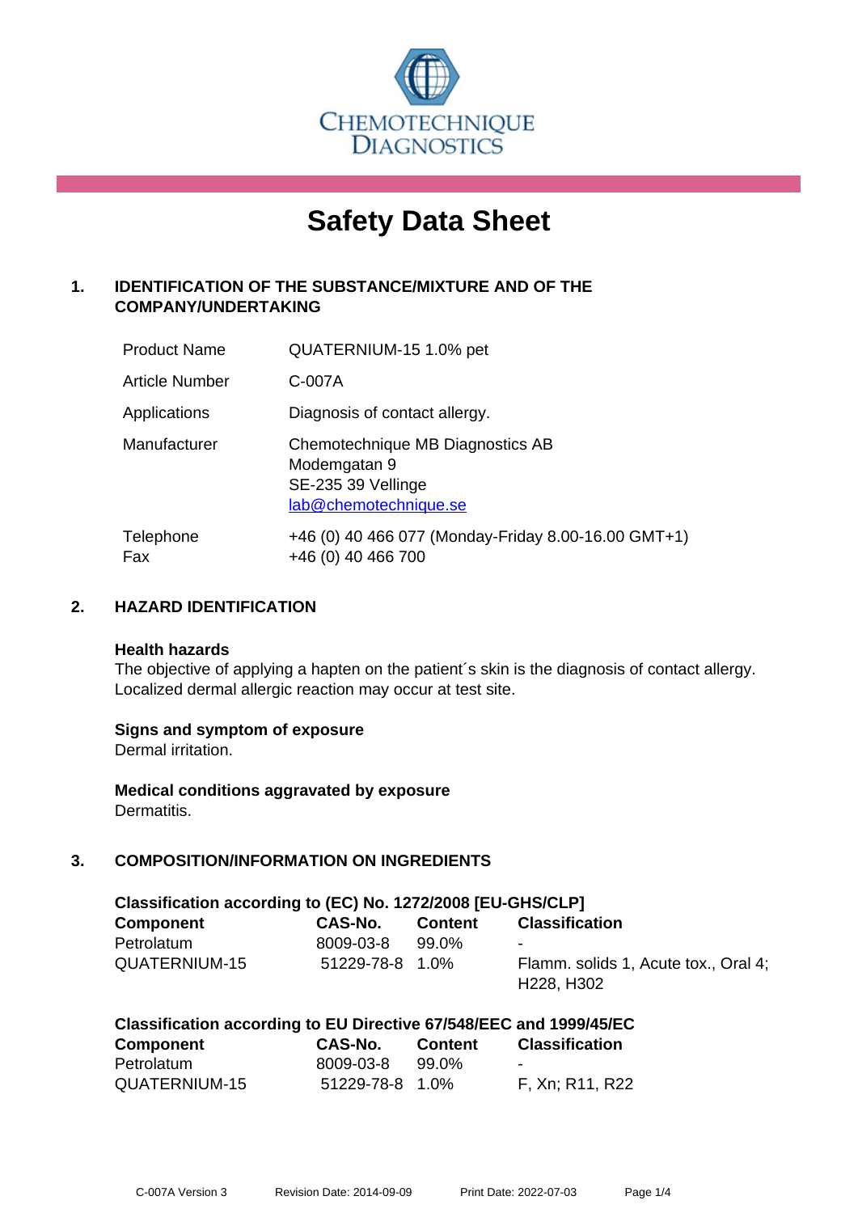CHEMOTECHNIQUE DIAGNOSTICS

# Safety Data Sheet

## 1. IDENTIFICATION OF THE SUBSTANCE/MIXTURE AND OF THE COMPANY/UNDERTAKING

| | |
|---|---|
| Product Name | QUATERNIUM-15 1.0% pet |
| Article Number | C-007A |
| Applications | Diagnosis of contact allergy. |
| Manufacturer | Chemotechnique MB Diagnostics AB<br>Modemgatan 9<br>SE-235 39 Vellinge<br>lab@chemotechnique.se |
| Telephone<br>Fax | +46 (0) 40 466 077 (Monday-Friday 8.00-16.00 GMT+1)<br>+46 (0) 40 466 700 |

## 2. HAZARD IDENTIFICATION

**Health hazards**
The objective of applying a hapten on the patient´s skin is the diagnosis of contact allergy. Localized dermal allergic reaction may occur at test site.

**Signs and symptom of exposure**
Dermal irritation.

**Medical conditions aggravated by exposure**
Dermatitis.

## 3. COMPOSITION/INFORMATION ON INGREDIENTS

**Classification according to (EC) No. 1272/2008 [EU-GHS/CLP]**

| Component | CAS-No. | Content | Classification |
|---|---|---|---|
| Petrolatum | 8009-03-8 | 99.0% | - |
| QUATERNIUM-15 | 51229-78-8 | 1.0% | Flamm. solids 1, Acute tox., Oral 4; H228, H302 |

**Classification according to EU Directive 67/548/EEC and 1999/45/EC**

| Component | CAS-No. | Content | Classification |
|---|---|---|---|
| Petrolatum | 8009-03-8 | 99.0% | - |
| QUATERNIUM-15 | 51229-78-8 | 1.0% | F, Xn; R11, R22 |

C-007A Version 3 Revision Date: 2014-09-09 Print Date: 2022-07-03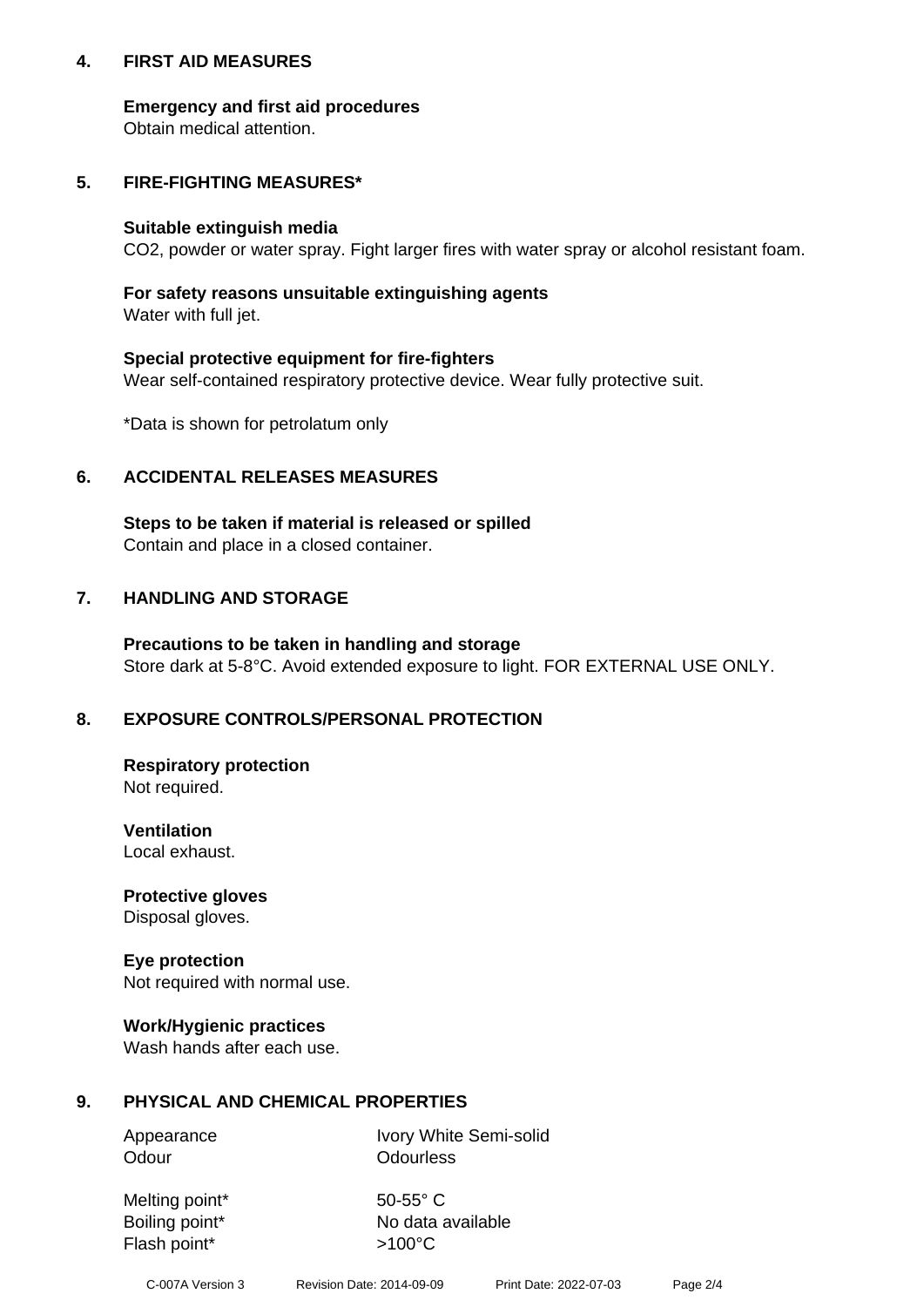## 4. FIRST AID MEASURES

**Emergency and first aid procedures**
Obtain medical attention.

## 5. FIRE-FIGHTING MEASURES*

**Suitable extinguish media**
$CO_2$, powder or water spray. Fight larger fires with water spray or alcohol resistant foam.

**For safety reasons unsuitable extinguishing agents**
Water with full jet.

**Special protective equipment for fire-fighters**
Wear self-contained respiratory protective device. Wear fully protective suit.

*Data is shown for petrolatum only

## 6. ACCIDENTAL RELEASES MEASURES

**Steps to be taken if material is released or spilled**
Contain and place in a closed container.

## 7. HANDLING AND STORAGE

**Precautions to be taken in handling and storage**
Store dark at 5-8°C. Avoid extended exposure to light. FOR EXTERNAL USE ONLY.

## 8. EXPOSURE CONTROLS/PERSONAL PROTECTION

**Respiratory protection**
Not required.

**Ventilation**
Local exhaust.

**Protective gloves**
Disposal gloves.

**Eye protection**
Not required with normal use.

**Work/Hygienic practices**
Wash hands after each use.

## 9. PHYSICAL AND CHEMICAL PROPERTIES

| | |
|---|---|
| Appearance | Ivory White Semi-solid |
| Odour | Odourless |
| Melting point* | 50-55° C |
| Boiling point* | No data available |
| Flash point* | >100°C |

C-007A Version 3 Revision Date: 2014-09-09 Print Date: 2022-07-03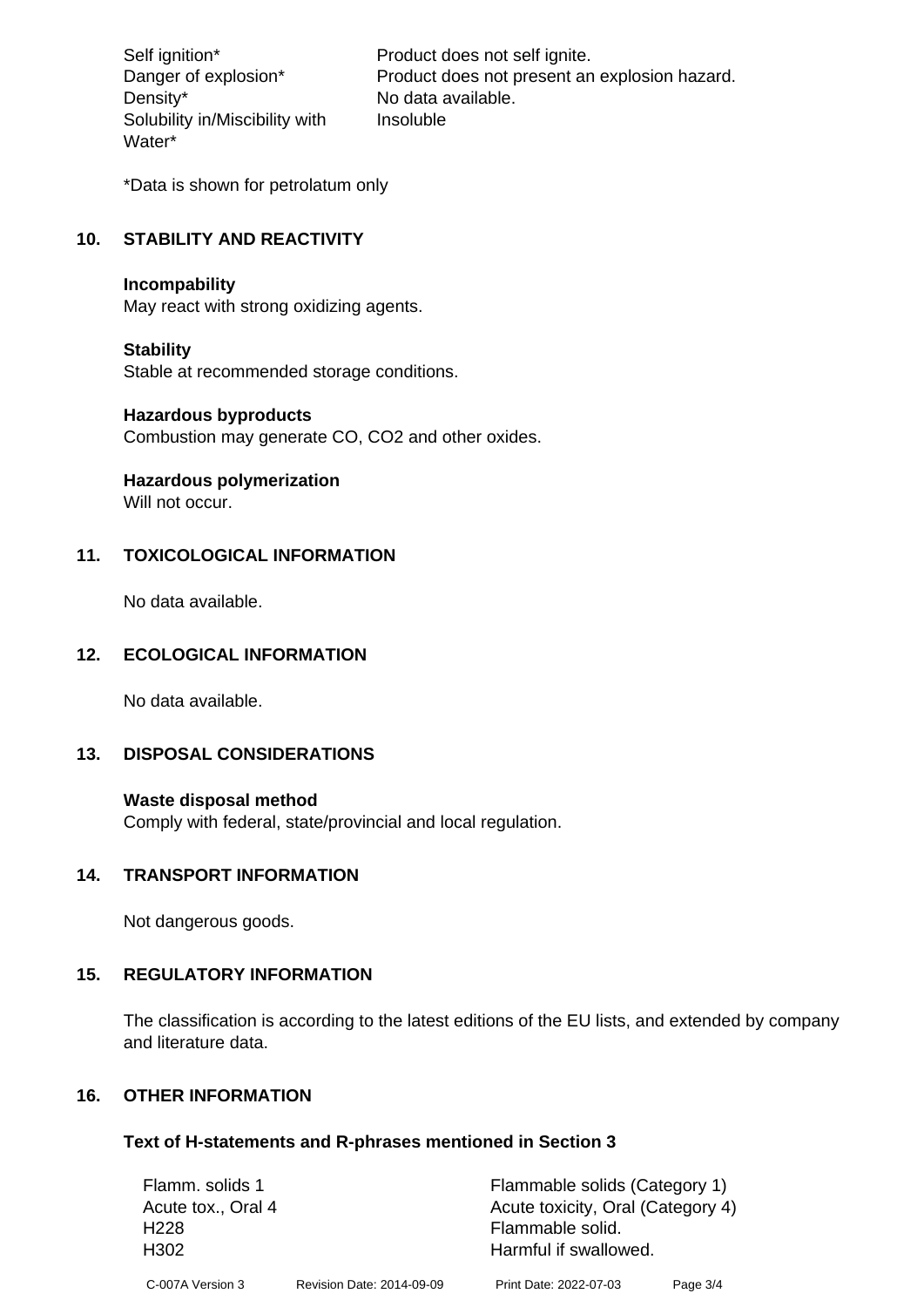| | |
|---|---|
| Self ignition* | Product does not self ignite. |
| Danger of explosion* | Product does not present an explosion hazard. |
| Density* | No data available. |
| Solubility in/Miscibility with Water* | Insoluble |

*Data is shown for petrolatum only

## 10. STABILITY AND REACTIVITY

**Incompability**
May react with strong oxidizing agents.

**Stability**
Stable at recommended storage conditions.

**Hazardous byproducts**
Combustion may generate CO, CO2 and other oxides.

**Hazardous polymerization**
Will not occur.

## 11. TOXICOLOGICAL INFORMATION

No data available.

## 12. ECOLOGICAL INFORMATION

No data available.

## 13. DISPOSAL CONSIDERATIONS

**Waste disposal method**
Comply with federal, state/provincial and local regulation.

## 14. TRANSPORT INFORMATION

Not dangerous goods.

## 15. REGULATORY INFORMATION

The classification is according to the latest editions of the EU lists, and extended by company and literature data.

## 16. OTHER INFORMATION

### Text of H-statements and R-phrases mentioned in Section 3

| | |
|---|---|
| Flamm. solids 1 | Flammable solids (Category 1) |
| Acute tox., Oral 4 | Acute toxicity, Oral (Category 4) |
| H228 | Flammable solid. |
| H302 | Harmful if swallowed. |

C-007A Version 3    Revision Date: 2014-09-09    Print Date: 2022-07-03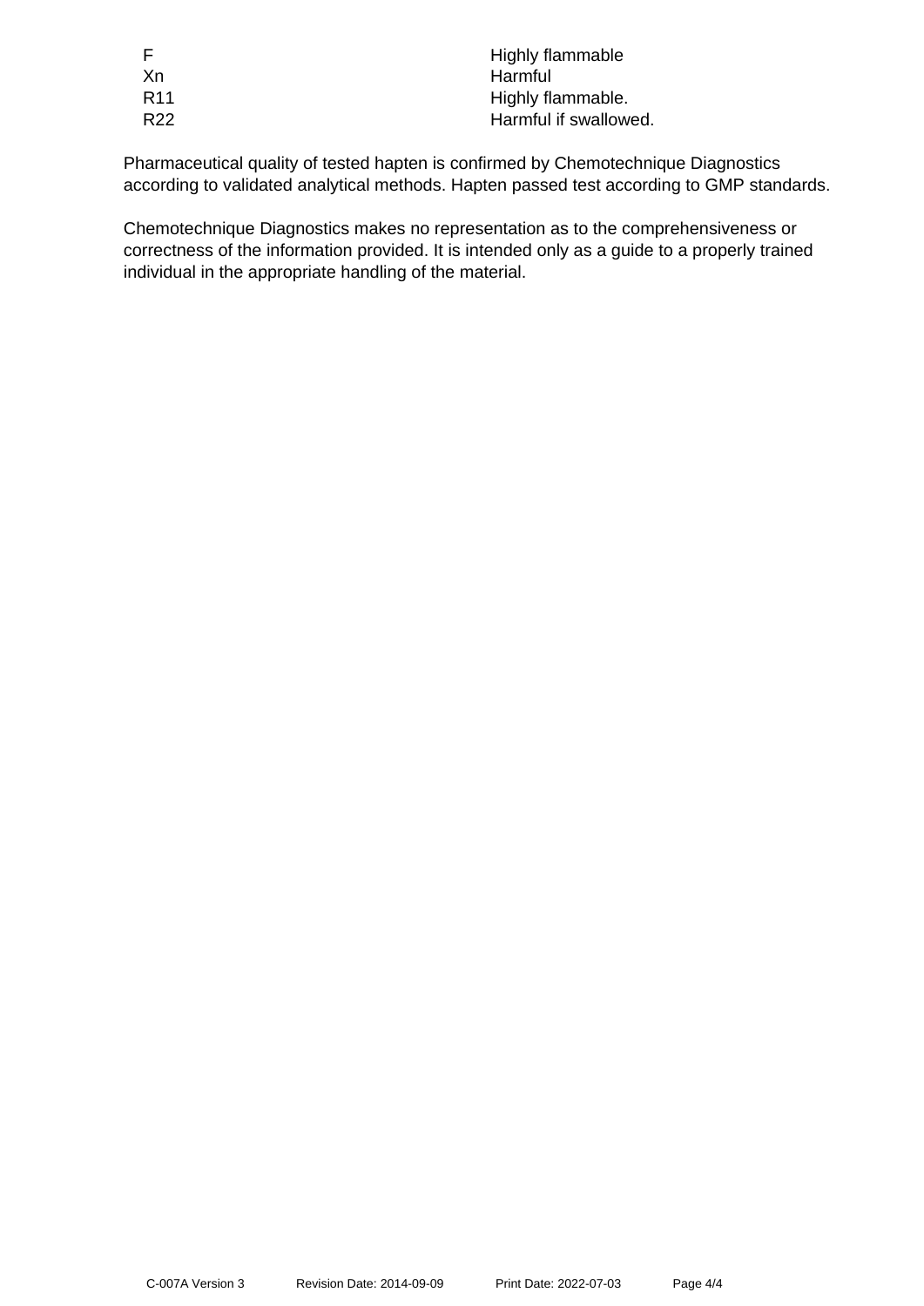| | |
|---|---|
| F | Highly flammable |
| Xn | Harmful |
| R11 | Highly flammable. |
| R22 | Harmful if swallowed. |

Pharmaceutical quality of tested hapten is confirmed by Chemotechnique Diagnostics according to validated analytical methods. Hapten passed test according to GMP standards.

Chemotechnique Diagnostics makes no representation as to the comprehensiveness or correctness of the information provided. It is intended only as a guide to a properly trained individual in the appropriate handling of the material.